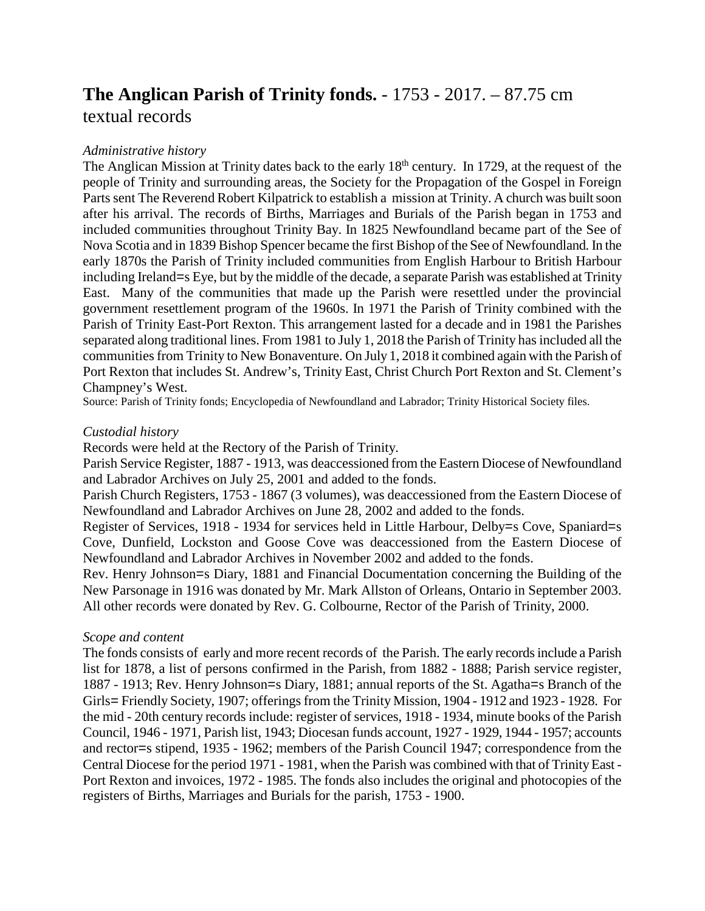# **The Anglican Parish of Trinity fonds.** - 1753 - 2017. – 87.75 cm textual records

*Administrative history*

The Anglican Mission at Trinity dates back to the early 18th century. In 1729, at the request of the people of Trinity and surrounding areas, the Society for the Propagation of the Gospel in Foreign Parts sent The Reverend Robert Kilpatrick to establish a mission at Trinity. A church was built soon after his arrival. The records of Births, Marriages and Burials of the Parish began in 1753 and included communities throughout Trinity Bay. In 1825 Newfoundland became part of the See of Nova Scotia and in 1839 Bishop Spencer became the first Bishop of the See of Newfoundland. In the early 1870s the Parish of Trinity included communities from English Harbour to British Harbour including Ireland=s Eye, but by the middle of the decade, a separate Parish was established at Trinity East. Many of the communities that made up the Parish were resettled under the provincial government resettlement program of the 1960s. In 1971 the Parish of Trinity combined with the Parish of Trinity East-Port Rexton. This arrangement lasted for a decade and in 1981 the Parishes separated along traditional lines. From 1981 to July 1, 2018 the Parish of Trinity has included all the communities from Trinity to New Bonaventure. On July 1, 2018 it combined again with the Parish of Port Rexton that includes St. Andrew's, Trinity East, Christ Church Port Rexton and St. Clement's Champney's West.

Source: Parish of Trinity fonds; Encyclopedia of Newfoundland and Labrador; Trinity Historical Society files.

*Custodial history*

Records were held at the Rectory of the Parish of Trinity.

Parish Service Register, 1887 - 1913, was deaccessioned from the Eastern Diocese of Newfoundland and Labrador Archives on July 25, 2001 and added to the fonds.

Parish Church Registers, 1753 - 1867 (3 volumes), was deaccessioned from the Eastern Diocese of Newfoundland and Labrador Archives on June 28, 2002 and added to the fonds.

Register of Services, 1918 - 1934 for services held in Little Harbour, Delby=s Cove, Spaniard=s Cove, Dunfield, Lockston and Goose Cove was deaccessioned from the Eastern Diocese of Newfoundland and Labrador Archives in November 2002 and added to the fonds.

Rev. Henry Johnson=s Diary, 1881 and Financial Documentation concerning the Building of the New Parsonage in 1916 was donated by Mr. Mark Allston of Orleans, Ontario in September 2003. All other records were donated by Rev. G. Colbourne, Rector of the Parish of Trinity, 2000.

*Scope and content*

The fonds consists of early and more recent records of the Parish. The early records include a Parish list for 1878, a list of persons confirmed in the Parish, from 1882 - 1888; Parish service register, 1887 - 1913; Rev. Henry Johnson=s Diary, 1881; annual reports of the St. Agatha=s Branch of the Girls= Friendly Society, 1907; offerings from the Trinity Mission, 1904 - 1912 and 1923 - 1928. For the mid - 20th century records include: register of services, 1918 - 1934, minute books of the Parish Council, 1946 - 1971, Parish list, 1943; Diocesan funds account, 1927 - 1929, 1944 - 1957; accounts and rector=s stipend, 1935 - 1962; members of the Parish Council 1947; correspondence from the Central Diocese for the period 1971 - 1981, when the Parish was combined with that of Trinity East - Port Rexton and invoices, 1972 - 1985. The fonds also includes the original and photocopies of the registers of Births, Marriages and Burials for the parish, 1753 - 1900.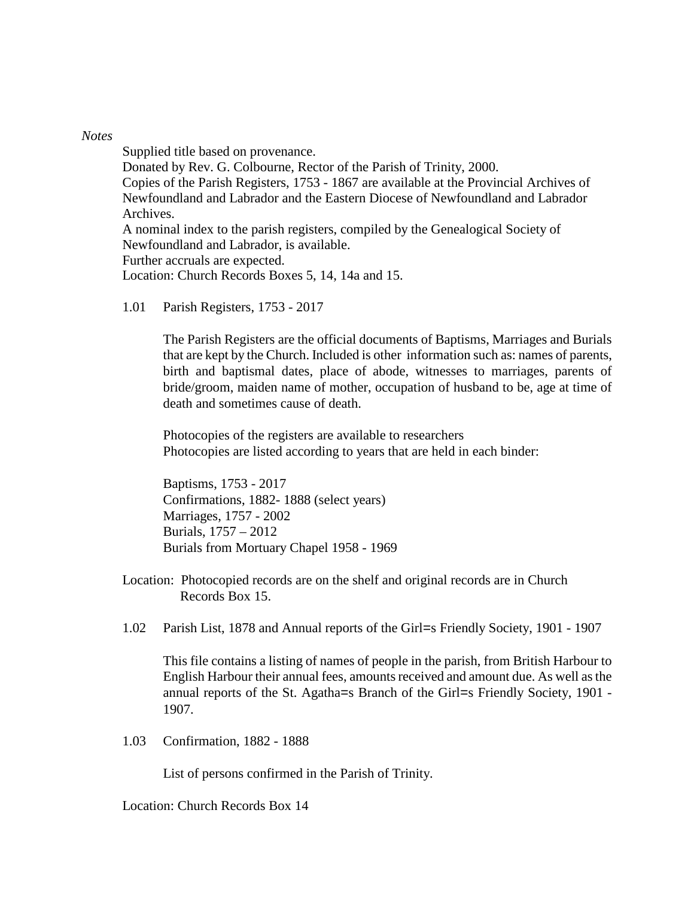*Notes*

Supplied title based on provenance.
Donated by Rev. G. Colbourne, Rector of the Parish of Trinity, 2000.
Copies of the Parish Registers, 1753 - 1867 are available at the Provincial Archives of Newfoundland and Labrador and the Eastern Diocese of Newfoundland and Labrador Archives.
A nominal index to the parish registers, compiled by the Genealogical Society of Newfoundland and Labrador, is available.
Further accruals are expected.
Location: Church Records Boxes 5, 14, 14a and 15.

1.01 Parish Registers, 1753 - 2017

The Parish Registers are the official documents of Baptisms, Marriages and Burials that are kept by the Church. Included is other information such as: names of parents, birth and baptismal dates, place of abode, witnesses to marriages, parents of bride/groom, maiden name of mother, occupation of husband to be, age at time of death and sometimes cause of death.

Photocopies of the registers are available to researchers
Photocopies are listed according to years that are held in each binder:

Baptisms, 1753 - 2017
Confirmations, 1882- 1888 (select years)
Marriages, 1757 - 2002
Burials, 1757 – 2012
Burials from Mortuary Chapel 1958 - 1969

Location: Photocopied records are on the shelf and original records are in Church Records Box 15.

1.02 Parish List, 1878 and Annual reports of the Girl=s Friendly Society, 1901 - 1907

This file contains a listing of names of people in the parish, from British Harbour to English Harbour their annual fees, amounts received and amount due. As well as the annual reports of the St. Agatha=s Branch of the Girl=s Friendly Society, 1901 - 1907.

1.03 Confirmation, 1882 - 1888

List of persons confirmed in the Parish of Trinity.

Location: Church Records Box 14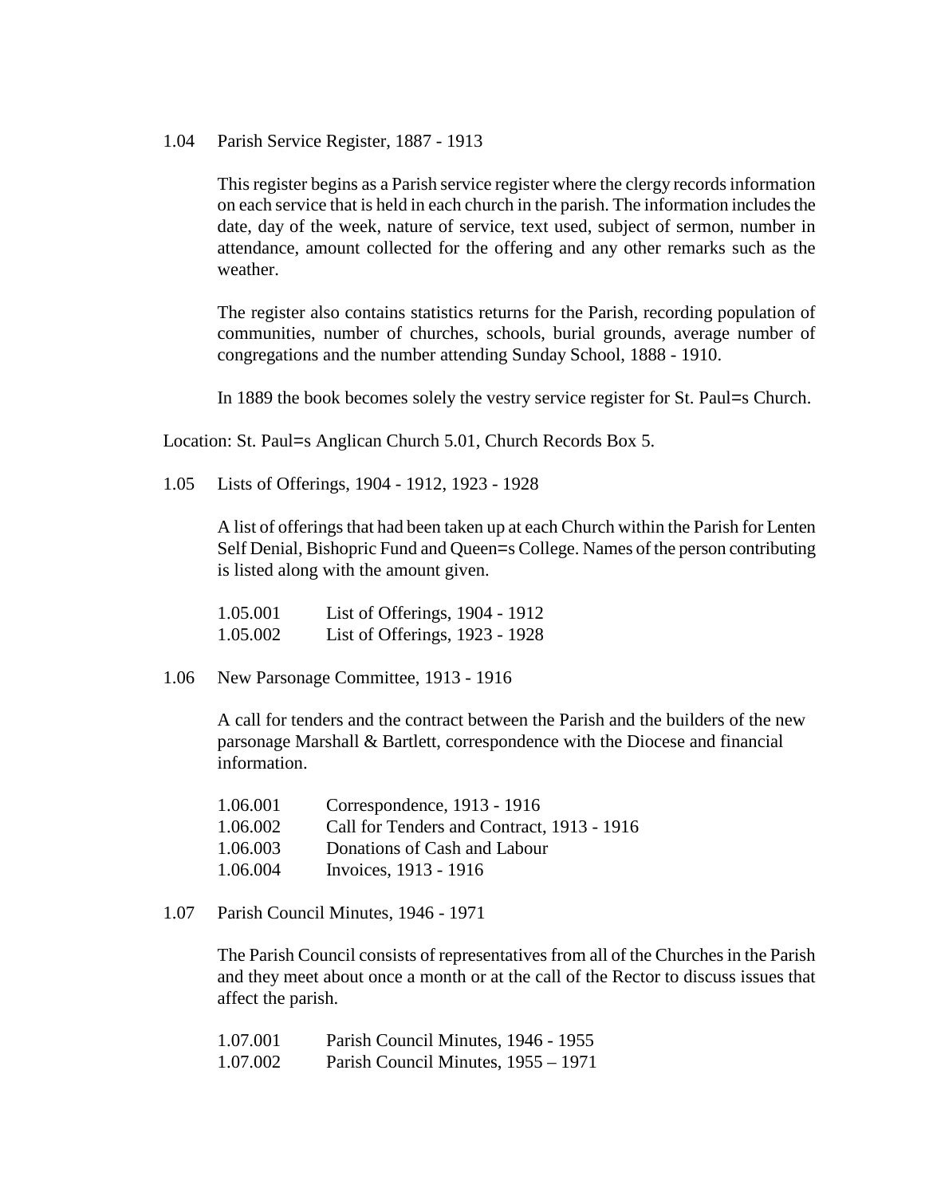1.04 Parish Service Register, 1887 - 1913

This register begins as a Parish service register where the clergy records information on each service that is held in each church in the parish. The information includes the date, day of the week, nature of service, text used, subject of sermon, number in attendance, amount collected for the offering and any other remarks such as the weather.

The register also contains statistics returns for the Parish, recording population of communities, number of churches, schools, burial grounds, average number of congregations and the number attending Sunday School, 1888 - 1910.

In 1889 the book becomes solely the vestry service register for St. Paul=s Church.

Location: St. Paul=s Anglican Church 5.01, Church Records Box 5.

1.05 Lists of Offerings, 1904 - 1912, 1923 - 1928

A list of offerings that had been taken up at each Church within the Parish for Lenten Self Denial, Bishopric Fund and Queen=s College. Names of the person contributing is listed along with the amount given.

1.05.001 List of Offerings, 1904 - 1912
1.05.002 List of Offerings, 1923 - 1928

1.06 New Parsonage Committee, 1913 - 1916

A call for tenders and the contract between the Parish and the builders of the new parsonage Marshall & Bartlett, correspondence with the Diocese and financial information.

1.06.001 Correspondence, 1913 - 1916
1.06.002 Call for Tenders and Contract, 1913 - 1916
1.06.003 Donations of Cash and Labour
1.06.004 Invoices, 1913 - 1916

1.07 Parish Council Minutes, 1946 - 1971

The Parish Council consists of representatives from all of the Churches in the Parish and they meet about once a month or at the call of the Rector to discuss issues that affect the parish.

1.07.001 Parish Council Minutes, 1946 - 1955
1.07.002 Parish Council Minutes, 1955 – 1971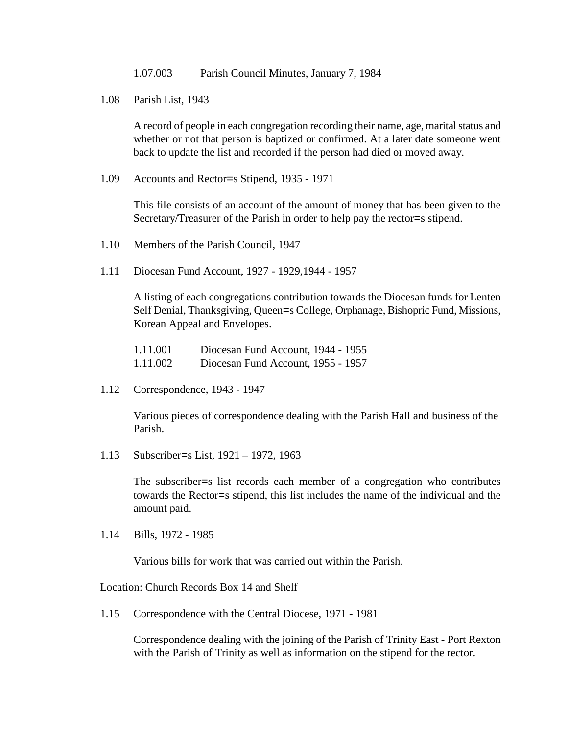1.07.003 Parish Council Minutes, January 7, 1984

1.08 Parish List, 1943

A record of people in each congregation recording their name, age, marital status and whether or not that person is baptized or confirmed. At a later date someone went back to update the list and recorded if the person had died or moved away.

1.09 Accounts and Rector=s Stipend, 1935 - 1971

This file consists of an account of the amount of money that has been given to the Secretary/Treasurer of the Parish in order to help pay the rector=s stipend.

1.10 Members of the Parish Council, 1947

1.11 Diocesan Fund Account, 1927 - 1929,1944 - 1957

A listing of each congregations contribution towards the Diocesan funds for Lenten Self Denial, Thanksgiving, Queen=s College, Orphanage, Bishopric Fund, Missions, Korean Appeal and Envelopes.

1.11.001 Diocesan Fund Account, 1944 - 1955
1.11.002 Diocesan Fund Account, 1955 - 1957

1.12 Correspondence, 1943 - 1947

Various pieces of correspondence dealing with the Parish Hall and business of the Parish.

1.13 Subscriber=s List, 1921 – 1972, 1963

The subscriber=s list records each member of a congregation who contributes towards the Rector=s stipend, this list includes the name of the individual and the amount paid.

1.14 Bills, 1972 - 1985

Various bills for work that was carried out within the Parish.

Location: Church Records Box 14 and Shelf

1.15 Correspondence with the Central Diocese, 1971 - 1981

Correspondence dealing with the joining of the Parish of Trinity East - Port Rexton with the Parish of Trinity as well as information on the stipend for the rector.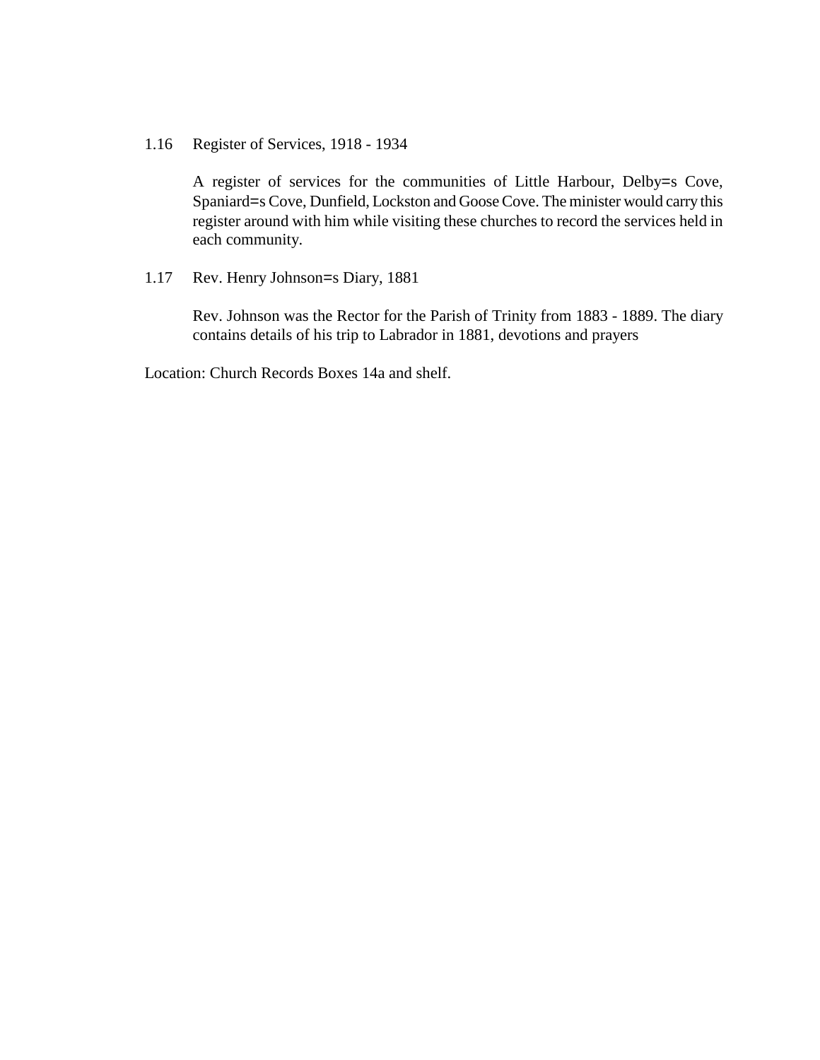1.16 Register of Services, 1918 - 1934

A register of services for the communities of Little Harbour, Delby=s Cove, Spaniard=s Cove, Dunfield, Lockston and Goose Cove. The minister would carry this register around with him while visiting these churches to record the services held in each community.

1.17 Rev. Henry Johnson=s Diary, 1881

Rev. Johnson was the Rector for the Parish of Trinity from 1883 - 1889. The diary contains details of his trip to Labrador in 1881, devotions and prayers

Location: Church Records Boxes 14a and shelf.